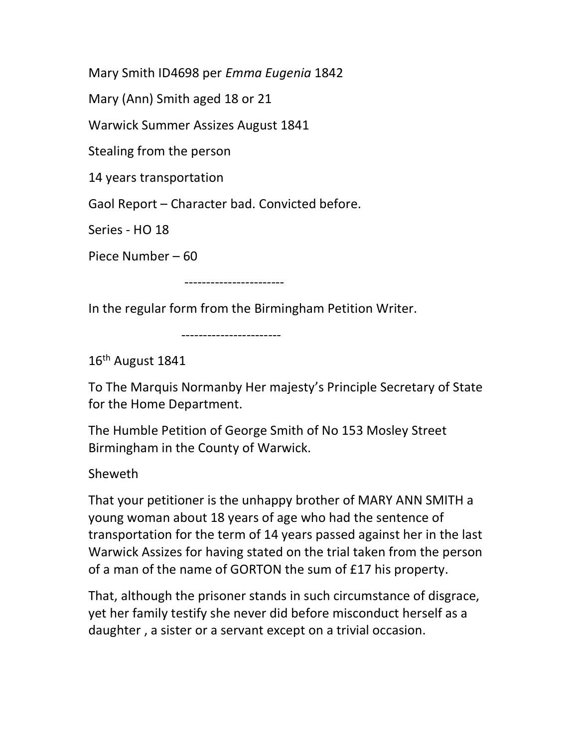Mary Smith ID4698 per *Emma Eugenia* 1842

Mary (Ann) Smith aged 18 or 21

Warwick Summer Assizes August 1841

Stealing from the person

14 years transportation

Gaol Report – Character bad. Convicted before.

Series - HO 18

Piece Number – 60

-----------------------

In the regular form from the Birmingham Petition Writer.

-----------------------

16th August 1841

To The Marquis Normanby Her majesty's Principle Secretary of State for the Home Department.

The Humble Petition of George Smith of No 153 Mosley Street Birmingham in the County of Warwick.

Sheweth

That your petitioner is the unhappy brother of MARY ANN SMITH a young woman about 18 years of age who had the sentence of transportation for the term of 14 years passed against her in the last Warwick Assizes for having stated on the trial taken from the person of a man of the name of GORTON the sum of £17 his property.

That, although the prisoner stands in such circumstance of disgrace, yet her family testify she never did before misconduct herself as a daughter , a sister or a servant except on a trivial occasion.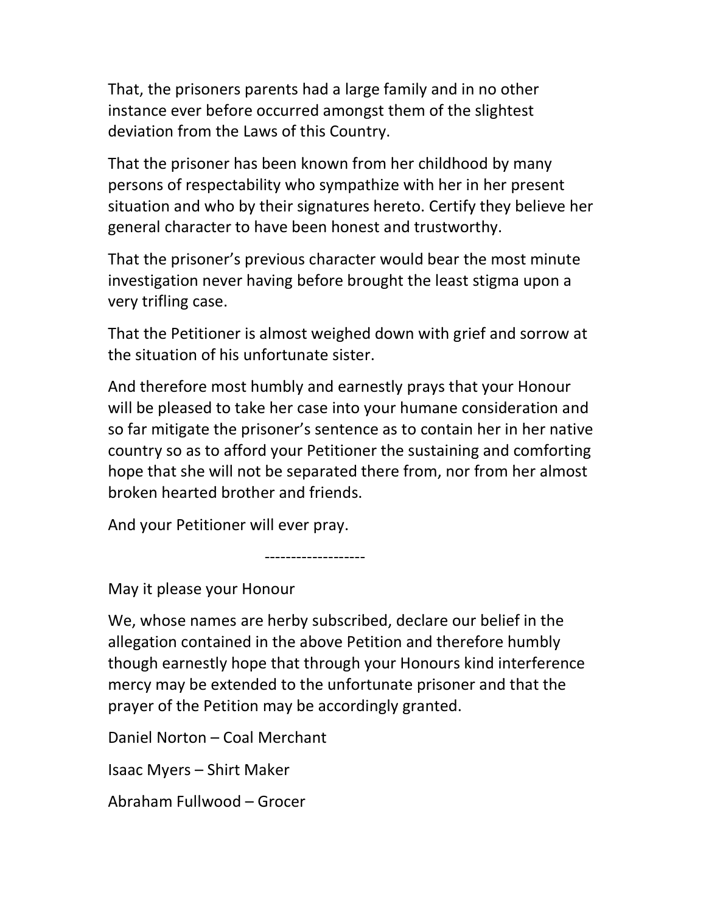That, the prisoners parents had a large family and in no other instance ever before occurred amongst them of the slightest deviation from the Laws of this Country.

That the prisoner has been known from her childhood by many persons of respectability who sympathize with her in her present situation and who by their signatures hereto. Certify they believe her general character to have been honest and trustworthy.

That the prisoner's previous character would bear the most minute investigation never having before brought the least stigma upon a very trifling case.

That the Petitioner is almost weighed down with grief and sorrow at the situation of his unfortunate sister.

And therefore most humbly and earnestly prays that your Honour will be pleased to take her case into your humane consideration and so far mitigate the prisoner's sentence as to contain her in her native country so as to afford your Petitioner the sustaining and comforting hope that she will not be separated there from, nor from her almost broken hearted brother and friends.

And your Petitioner will ever pray.

-------------------

May it please your Honour

We, whose names are herby subscribed, declare our belief in the allegation contained in the above Petition and therefore humbly though earnestly hope that through your Honours kind interference mercy may be extended to the unfortunate prisoner and that the prayer of the Petition may be accordingly granted.

Daniel Norton – Coal Merchant

Isaac Myers – Shirt Maker

Abraham Fullwood – Grocer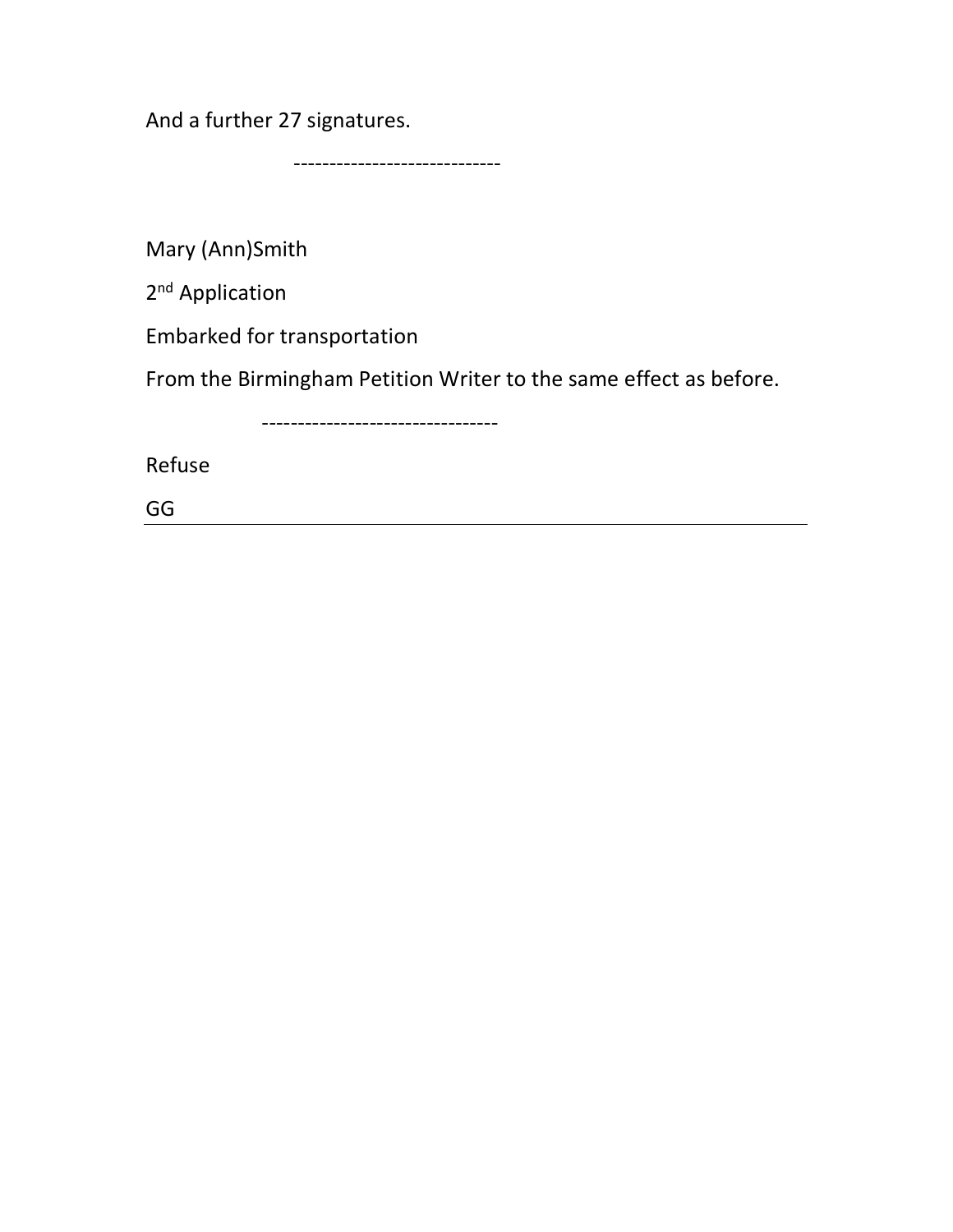And a further 27 signatures.

-----------------------------

Mary (Ann)Smith

2nd Application

Embarked for transportation

From the Birmingham Petition Writer to the same effect as before.

---------------------------------

Refuse

GG

---